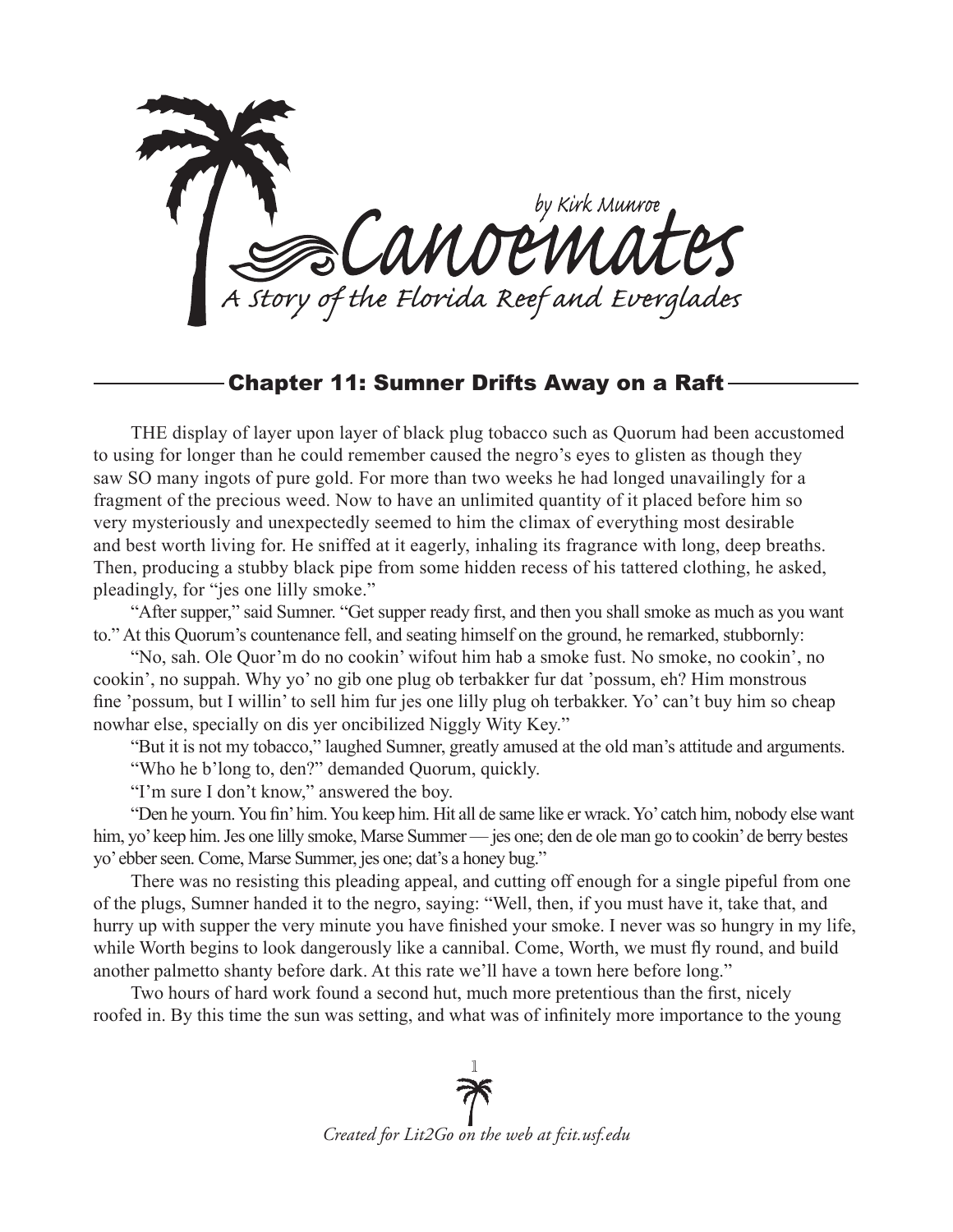# Canoemates

*by Kirk Munroe*

*A Story of the Florida Reef and Everglades*

## Chapter 11: Sumner Drifts Away on a Raft

THE display of layer upon layer of black plug tobacco such as Quorum had been accustomed to using for longer than he could remember caused the negro's eyes to glisten as though they saw SO many ingots of pure gold. For more than two weeks he had longed unavailingly for a fragment of the precious weed. Now to have an unlimited quantity of it placed before him so very mysteriously and unexpectedly seemed to him the climax of everything most desirable and best worth living for. He sniffed at it eagerly, inhaling its fragrance with long, deep breaths. Then, producing a stubby black pipe from some hidden recess of his tattered clothing, he asked, pleadingly, for "jes one lilly smoke."

"After supper," said Sumner. "Get supper ready first, and then you shall smoke as much as you want to." At this Quorum's countenance fell, and seating himself on the ground, he remarked, stubbornly:

"No, sah. Ole Quor'm do no cookin' wifout him hab a smoke fust. No smoke, no cookin', no cookin', no suppah. Why yo' no gib one plug ob terbakker fur dat 'possum, eh? Him monstrous fine 'possum, but I willin' to sell him fur jes one lilly plug oh terbakker. Yo' can't buy him so cheap nowhar else, specially on dis yer oncibilized Niggly Wity Key."

"But it is not my tobacco," laughed Sumner, greatly amused at the old man's attitude and arguments.

"Who he b'long to, den?" demanded Quorum, quickly.

"I'm sure I don't know," answered the boy.

"Den he yourn. You fin' him. You keep him. Hit all de same like er wrack. Yo' catch him, nobody else want him, yo' keep him. Jes one lilly smoke, Marse Summer — jes one; den de ole man go to cookin' de berry bestes yo' ebber seen. Come, Marse Summer, jes one; dat's a honey bug."

There was no resisting this pleading appeal, and cutting off enough for a single pipeful from one of the plugs, Sumner handed it to the negro, saying: "Well, then, if you must have it, take that, and hurry up with supper the very minute you have finished your smoke. I never was so hungry in my life, while Worth begins to look dangerously like a cannibal. Come, Worth, we must fly round, and build another palmetto shanty before dark. At this rate we'll have a town here before long."

Two hours of hard work found a second hut, much more pretentious than the first, nicely roofed in. By this time the sun was setting, and what was of infinitely more importance to the young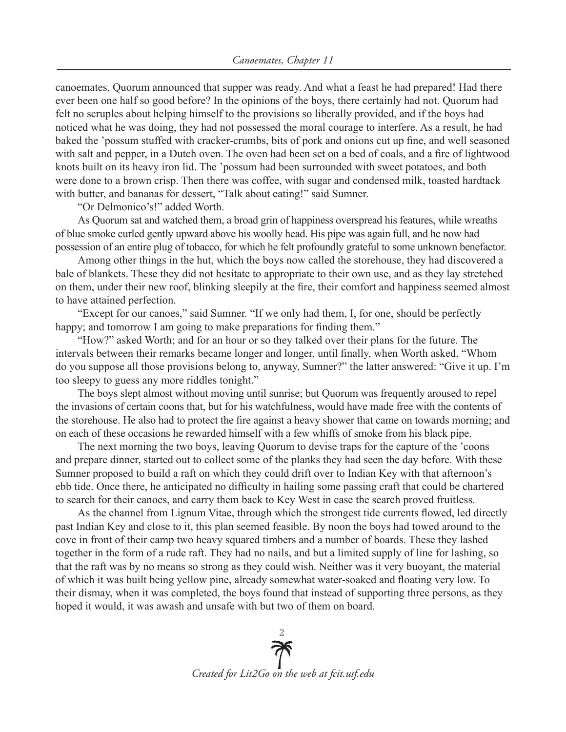canoemates, Quorum announced that supper was ready. And what a feast he had prepared! Had there ever been one half so good before? In the opinions of the boys, there certainly had not. Quorum had felt no scruples about helping himself to the provisions so liberally provided, and if the boys had noticed what he was doing, they had not possessed the moral courage to interfere. As a result, he had baked the 'possum stuffed with cracker-crumbs, bits of pork and onions cut up fine, and well seasoned with salt and pepper, in a Dutch oven. The oven had been set on a bed of coals, and a fire of lightwood knots built on its heavy iron lid. The 'possum had been surrounded with sweet potatoes, and both were done to a brown crisp. Then there was coffee, with sugar and condensed milk, toasted hardtack with butter, and bananas for dessert, "Talk about eating!" said Sumner.

"Or Delmonico's!" added Worth.

As Quorum sat and watched them, a broad grin of happiness overspread his features, while wreaths of blue smoke curled gently upward above his woolly head. His pipe was again full, and he now had possession of an entire plug of tobacco, for which he felt profoundly grateful to some unknown benefactor.

Among other things in the hut, which the boys now called the storehouse, they had discovered a bale of blankets. These they did not hesitate to appropriate to their own use, and as they lay stretched on them, under their new roof, blinking sleepily at the fire, their comfort and happiness seemed almost to have attained perfection.

"Except for our canoes," said Sumner. "If we only had them, I, for one, should be perfectly happy; and tomorrow I am going to make preparations for finding them."

"How?" asked Worth; and for an hour or so they talked over their plans for the future. The intervals between their remarks became longer and longer, until finally, when Worth asked, "Whom do you suppose all those provisions belong to, anyway, Sumner?" the latter answered: "Give it up. I'm too sleepy to guess any more riddles tonight."

The boys slept almost without moving until sunrise; but Quorum was frequently aroused to repel the invasions of certain coons that, but for his watchfulness, would have made free with the contents of the storehouse. He also had to protect the fire against a heavy shower that came on towards morning; and on each of these occasions he rewarded himself with a few whiffs of smoke from his black pipe.

The next morning the two boys, leaving Quorum to devise traps for the capture of the 'coons and prepare dinner, started out to collect some of the planks they had seen the day before. With these Sumner proposed to build a raft on which they could drift over to Indian Key with that afternoon's ebb tide. Once there, he anticipated no difficulty in hailing some passing craft that could be chartered to search for their canoes, and carry them back to Key West in case the search proved fruitless.

As the channel from Lignum Vitae, through which the strongest tide currents flowed, led directly past Indian Key and close to it, this plan seemed feasible. By noon the boys had towed around to the cove in front of their camp two heavy squared timbers and a number of boards. These they lashed together in the form of a rude raft. They had no nails, and but a limited supply of line for lashing, so that the raft was by no means so strong as they could wish. Neither was it very buoyant, the material of which it was built being yellow pine, already somewhat water-soaked and floating very low. To their dismay, when it was completed, the boys found that instead of supporting three persons, as they hoped it would, it was awash and unsafe with but two of them on board.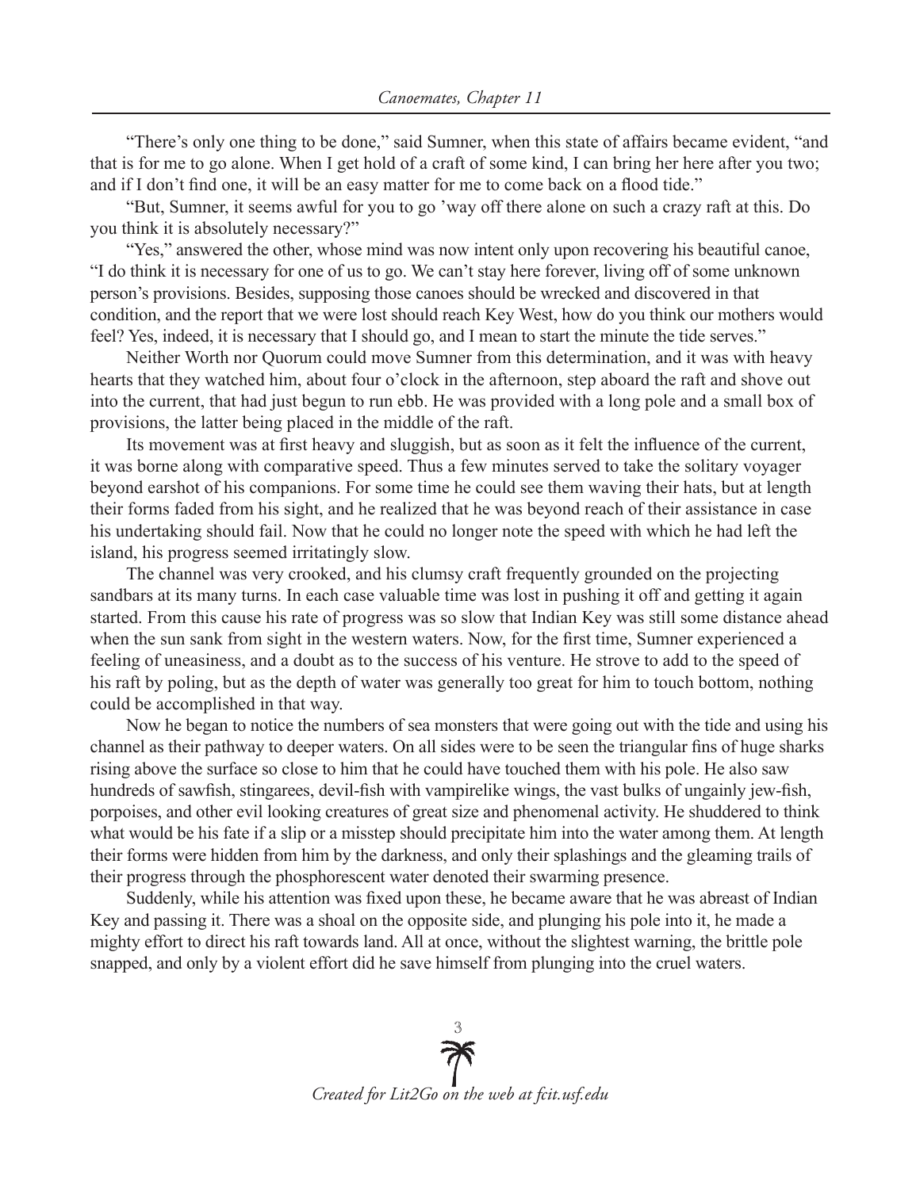"There's only one thing to be done," said Sumner, when this state of affairs became evident, "and that is for me to go alone. When I get hold of a craft of some kind, I can bring her here after you two; and if I don't find one, it will be an easy matter for me to come back on a flood tide."

"But, Sumner, it seems awful for you to go 'way off there alone on such a crazy raft at this. Do you think it is absolutely necessary?"

"Yes," answered the other, whose mind was now intent only upon recovering his beautiful canoe, "I do think it is necessary for one of us to go. We can't stay here forever, living off of some unknown person's provisions. Besides, supposing those canoes should be wrecked and discovered in that condition, and the report that we were lost should reach Key West, how do you think our mothers would feel? Yes, indeed, it is necessary that I should go, and I mean to start the minute the tide serves."

Neither Worth nor Quorum could move Sumner from this determination, and it was with heavy hearts that they watched him, about four o'clock in the afternoon, step aboard the raft and shove out into the current, that had just begun to run ebb. He was provided with a long pole and a small box of provisions, the latter being placed in the middle of the raft.

Its movement was at first heavy and sluggish, but as soon as it felt the influence of the current, it was borne along with comparative speed. Thus a few minutes served to take the solitary voyager beyond earshot of his companions. For some time he could see them waving their hats, but at length their forms faded from his sight, and he realized that he was beyond reach of their assistance in case his undertaking should fail. Now that he could no longer note the speed with which he had left the island, his progress seemed irritatingly slow.

The channel was very crooked, and his clumsy craft frequently grounded on the projecting sandbars at its many turns. In each case valuable time was lost in pushing it off and getting it again started. From this cause his rate of progress was so slow that Indian Key was still some distance ahead when the sun sank from sight in the western waters. Now, for the first time, Sumner experienced a feeling of uneasiness, and a doubt as to the success of his venture. He strove to add to the speed of his raft by poling, but as the depth of water was generally too great for him to touch bottom, nothing could be accomplished in that way.

Now he began to notice the numbers of sea monsters that were going out with the tide and using his channel as their pathway to deeper waters. On all sides were to be seen the triangular fins of huge sharks rising above the surface so close to him that he could have touched them with his pole. He also saw hundreds of sawfish, stingarees, devil-fish with vampirelike wings, the vast bulks of ungainly jew-fish, porpoises, and other evil looking creatures of great size and phenomenal activity. He shuddered to think what would be his fate if a slip or a misstep should precipitate him into the water among them. At length their forms were hidden from him by the darkness, and only their splashings and the gleaming trails of their progress through the phosphorescent water denoted their swarming presence.

Suddenly, while his attention was fixed upon these, he became aware that he was abreast of Indian Key and passing it. There was a shoal on the opposite side, and plunging his pole into it, he made a mighty effort to direct his raft towards land. All at once, without the slightest warning, the brittle pole snapped, and only by a violent effort did he save himself from plunging into the cruel waters.